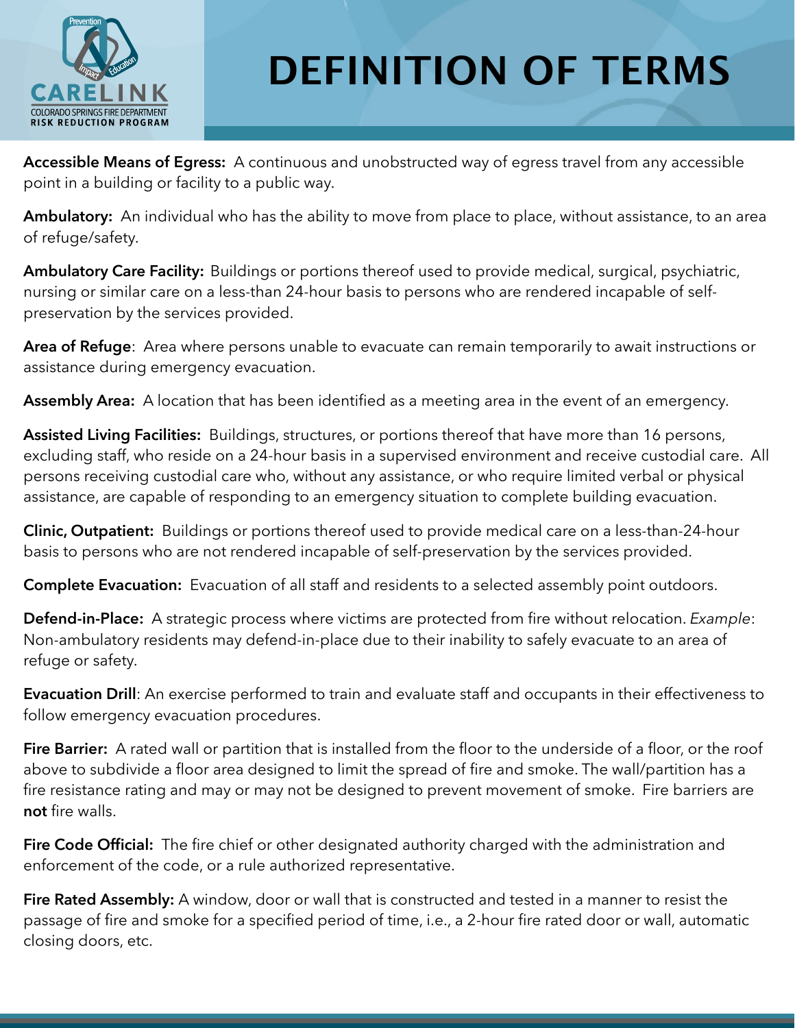# DEFINITION OF TERMS

**Accessible Means of Egress:** A continuous and unobstructed way of egress travel from any accessible point in a building or facility to a public way.

**Ambulatory:** An individual who has the ability to move from place to place, without assistance, to an area of refuge/safety.

**Ambulatory Care Facility:** Buildings or portions thereof used to provide medical, surgical, psychiatric, nursing or similar care on a less-than 24-hour basis to persons who are rendered incapable of self-preservation by the services provided.

**Area of Refuge**: Area where persons unable to evacuate can remain temporarily to await instructions or assistance during emergency evacuation.

**Assembly Area:** A location that has been identified as a meeting area in the event of an emergency.

**Assisted Living Facilities:** Buildings, structures, or portions thereof that have more than 16 persons, excluding staff, who reside on a 24-hour basis in a supervised environment and receive custodial care. All persons receiving custodial care who, without any assistance, or who require limited verbal or physical assistance, are capable of responding to an emergency situation to complete building evacuation.

**Clinic, Outpatient:** Buildings or portions thereof used to provide medical care on a less-than-24-hour basis to persons who are not rendered incapable of self-preservation by the services provided.

**Complete Evacuation:** Evacuation of all staff and residents to a selected assembly point outdoors.

**Defend-in-Place:** A strategic process where victims are protected from fire without relocation. *Example*: Non-ambulatory residents may defend-in-place due to their inability to safely evacuate to an area of refuge or safety.

**Evacuation Drill**: An exercise performed to train and evaluate staff and occupants in their effectiveness to follow emergency evacuation procedures.

**Fire Barrier:** A rated wall or partition that is installed from the floor to the underside of a floor, or the roof above to subdivide a floor area designed to limit the spread of fire and smoke. The wall/partition has a fire resistance rating and may or may not be designed to prevent movement of smoke. Fire barriers are **not** fire walls.

**Fire Code Official:** The fire chief or other designated authority charged with the administration and enforcement of the code, or a rule authorized representative.

**Fire Rated Assembly:** A window, door or wall that is constructed and tested in a manner to resist the passage of fire and smoke for a specified period of time, i.e., a 2-hour fire rated door or wall, automatic closing doors, etc.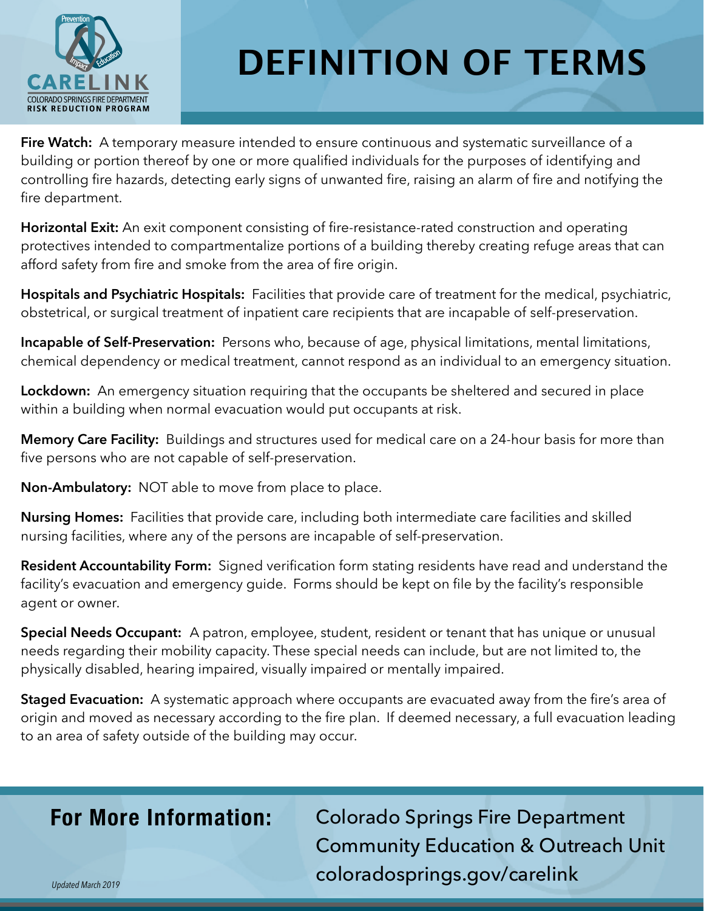# DEFINITION OF TERMS

**Fire Watch:** A temporary measure intended to ensure continuous and systematic surveillance of a building or portion thereof by one or more qualified individuals for the purposes of identifying and controlling fire hazards, detecting early signs of unwanted fire, raising an alarm of fire and notifying the fire department.

**Horizontal Exit:** An exit component consisting of fire-resistance-rated construction and operating protectives intended to compartmentalize portions of a building thereby creating refuge areas that can afford safety from fire and smoke from the area of fire origin.

**Hospitals and Psychiatric Hospitals:** Facilities that provide care of treatment for the medical, psychiatric, obstetrical, or surgical treatment of inpatient care recipients that are incapable of self-preservation.

**Incapable of Self-Preservation:** Persons who, because of age, physical limitations, mental limitations, chemical dependency or medical treatment, cannot respond as an individual to an emergency situation.

**Lockdown:** An emergency situation requiring that the occupants be sheltered and secured in place within a building when normal evacuation would put occupants at risk.

**Memory Care Facility:** Buildings and structures used for medical care on a 24-hour basis for more than five persons who are not capable of self-preservation.

**Non-Ambulatory:** NOT able to move from place to place.

**Nursing Homes:** Facilities that provide care, including both intermediate care facilities and skilled nursing facilities, where any of the persons are incapable of self-preservation.

**Resident Accountability Form:** Signed verification form stating residents have read and understand the facility's evacuation and emergency guide. Forms should be kept on file by the facility's responsible agent or owner.

**Special Needs Occupant:** A patron, employee, student, resident or tenant that has unique or unusual needs regarding their mobility capacity. These special needs can include, but are not limited to, the physically disabled, hearing impaired, visually impaired or mentally impaired.

**Staged Evacuation:** A systematic approach where occupants are evacuated away from the fire's area of origin and moved as necessary according to the fire plan. If deemed necessary, a full evacuation leading to an area of safety outside of the building may occur.

## For More Information:

Colorado Springs Fire Department
Community Education & Outreach Unit
coloradosprings.gov/carelink

*Updated March 2019*